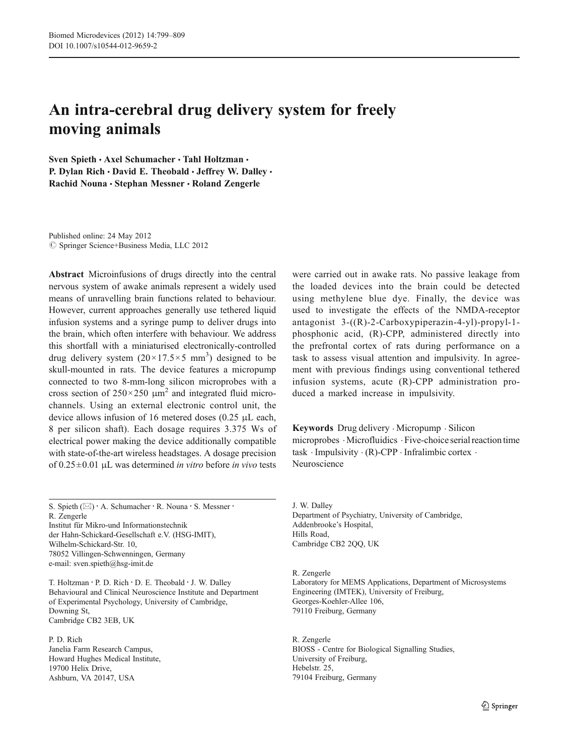# An intra-cerebral drug delivery system for freely moving animals

**Sven Spieth · Axel Schumacher · Tahl Holtzman · P. Dylan Rich · David E. Theobald · Jeffrey W. Dalley · Rachid Nouna · Stephan Messner · Roland Zengerle**

Published online: 24 May 2012
© Springer Science+Business Media, LLC 2012

**Abstract** Microinfusions of drugs directly into the central nervous system of awake animals represent a widely used means of unravelling brain functions related to behaviour. However, current approaches generally use tethered liquid infusion systems and a syringe pump to deliver drugs into the brain, which often interfere with behaviour. We address this shortfall with a miniaturised electronically-controlled drug delivery system ($20\times17.5\times5$ mm$^3$) designed to be skull-mounted in rats. The device features a micropump connected to two 8-mm-long silicon microprobes with a cross section of $250\times250$ μm$^2$ and integrated fluid microchannels. Using an external electronic control unit, the device allows infusion of 16 metered doses (0.25 μL each, 8 per silicon shaft). Each dosage requires 3.375 Ws of electrical power making the device additionally compatible with state-of-the-art wireless headstages. A dosage precision of $0.25\pm0.01$ μL was determined *in vitro* before *in vivo* tests were carried out in awake rats. No passive leakage from the loaded devices into the brain could be detected using methylene blue dye. Finally, the device was used to investigate the effects of the NMDA-receptor antagonist 3-((R)-2-Carboxypiperazin-4-yl)-propyl-1-phosphonic acid, (R)-CPP, administered directly into the prefrontal cortex of rats during performance on a task to assess visual attention and impulsivity. In agreement with previous findings using conventional tethered infusion systems, acute (R)-CPP administration produced a marked increase in impulsivity.

**Keywords** Drug delivery · Micropump · Silicon microprobes · Microfluidics · Five-choice serial reaction time task · Impulsivity · (R)-CPP · Infralimbic cortex · Neuroscience

S. Spieth (✉) · A. Schumacher · R. Nouna · S. Messner · R. Zengerle
Institut für Mikro-und Informationstechnik der Hahn-Schickard-Gesellschaft e.V. (HSG-IMIT),
Wilhelm-Schickard-Str. 10,
78052 Villingen-Schwenningen, Germany
e-mail: sven.spieth@hsg-imit.de

T. Holtzman · P. D. Rich · D. E. Theobald · J. W. Dalley
Behavioural and Clinical Neuroscience Institute and Department of Experimental Psychology, University of Cambridge,
Downing St,
Cambridge CB2 3EB, UK

P. D. Rich
Janelia Farm Research Campus,
Howard Hughes Medical Institute,
19700 Helix Drive,
Ashburn, VA 20147, USA

J. W. Dalley
Department of Psychiatry, University of Cambridge,
Addenbrooke's Hospital,
Hills Road,
Cambridge CB2 2QQ, UK

R. Zengerle
Laboratory for MEMS Applications, Department of Microsystems Engineering (IMTEK), University of Freiburg,
Georges-Koehler-Allee 106,
79110 Freiburg, Germany

R. Zengerle
BIOSS - Centre for Biological Signalling Studies,
University of Freiburg,
Hebelstr. 25,
79104 Freiburg, Germany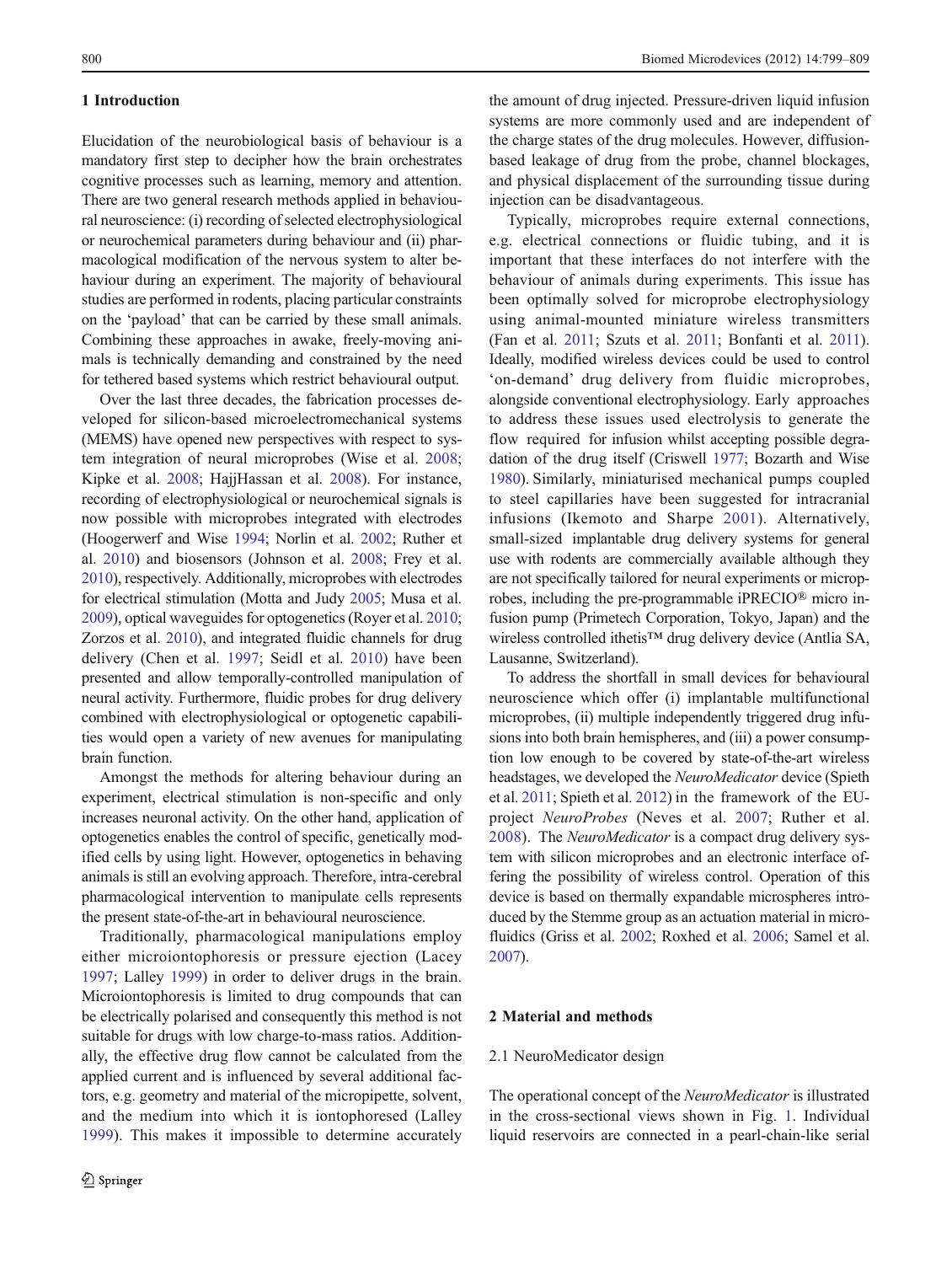## 1 Introduction

Elucidation of the neurobiological basis of behaviour is a mandatory first step to decipher how the brain orchestrates cognitive processes such as learning, memory and attention. There are two general research methods applied in behavioural neuroscience: (i) recording of selected electrophysiological or neurochemical parameters during behaviour and (ii) pharmacological modification of the nervous system to alter behaviour during an experiment. The majority of behavioural studies are performed in rodents, placing particular constraints on the 'payload' that can be carried by these small animals. Combining these approaches in awake, freely-moving animals is technically demanding and constrained by the need for tethered based systems which restrict behavioural output.

Over the last three decades, the fabrication processes developed for silicon-based microelectromechanical systems (MEMS) have opened new perspectives with respect to system integration of neural microprobes (Wise et al. 2008; Kipke et al. 2008; HajjHassan et al. 2008). For instance, recording of electrophysiological or neurochemical signals is now possible with microprobes integrated with electrodes (Hoogerwerf and Wise 1994; Norlin et al. 2002; Ruther et al. 2010) and biosensors (Johnson et al. 2008; Frey et al. 2010), respectively. Additionally, microprobes with electrodes for electrical stimulation (Motta and Judy 2005; Musa et al. 2009), optical waveguides for optogenetics (Royer et al. 2010; Zorzos et al. 2010), and integrated fluidic channels for drug delivery (Chen et al. 1997; Seidl et al. 2010) have been presented and allow temporally-controlled manipulation of neural activity. Furthermore, fluidic probes for drug delivery combined with electrophysiological or optogenetic capabilities would open a variety of new avenues for manipulating brain function.

Amongst the methods for altering behaviour during an experiment, electrical stimulation is non-specific and only increases neuronal activity. On the other hand, application of optogenetics enables the control of specific, genetically modified cells by using light. However, optogenetics in behaving animals is still an evolving approach. Therefore, intra-cerebral pharmacological intervention to manipulate cells represents the present state-of-the-art in behavioural neuroscience.

Traditionally, pharmacological manipulations employ either microiontophoresis or pressure ejection (Lacey 1997; Lalley 1999) in order to deliver drugs in the brain. Microiontophoresis is limited to drug compounds that can be electrically polarised and consequently this method is not suitable for drugs with low charge-to-mass ratios. Additionally, the effective drug flow cannot be calculated from the applied current and is influenced by several additional factors, e.g. geometry and material of the micropipette, solvent, and the medium into which it is iontophoresed (Lalley 1999). This makes it impossible to determine accurately the amount of drug injected. Pressure-driven liquid infusion systems are more commonly used and are independent of the charge states of the drug molecules. However, diffusion-based leakage of drug from the probe, channel blockages, and physical displacement of the surrounding tissue during injection can be disadvantageous.

Typically, microprobes require external connections, e.g. electrical connections or fluidic tubing, and it is important that these interfaces do not interfere with the behaviour of animals during experiments. This issue has been optimally solved for microprobe electrophysiology using animal-mounted miniature wireless transmitters (Fan et al. 2011; Szuts et al. 2011; Bonfanti et al. 2011). Ideally, modified wireless devices could be used to control 'on-demand' drug delivery from fluidic microprobes, alongside conventional electrophysiology. Early approaches to address these issues used electrolysis to generate the flow required for infusion whilst accepting possible degradation of the drug itself (Criswell 1977; Bozarth and Wise 1980). Similarly, miniaturised mechanical pumps coupled to steel capillaries have been suggested for intracranial infusions (Ikemoto and Sharpe 2001). Alternatively, small-sized implantable drug delivery systems for general use with rodents are commercially available although they are not specifically tailored for neural experiments or microprobes, including the pre-programmable iPRECIO® micro infusion pump (Primetech Corporation, Tokyo, Japan) and the wireless controlled ithetis™ drug delivery device (Antlia SA, Lausanne, Switzerland).

To address the shortfall in small devices for behavioural neuroscience which offer (i) implantable multifunctional microprobes, (ii) multiple independently triggered drug infusions into both brain hemispheres, and (iii) a power consumption low enough to be covered by state-of-the-art wireless headstages, we developed the *NeuroMedicator* device (Spieth et al. 2011; Spieth et al. 2012) in the framework of the EU-project *NeuroProbes* (Neves et al. 2007; Ruther et al. 2008). The *NeuroMedicator* is a compact drug delivery system with silicon microprobes and an electronic interface offering the possibility of wireless control. Operation of this device is based on thermally expandable microspheres introduced by the Stemme group as an actuation material in microfluidics (Griss et al. 2002; Roxhed et al. 2006; Samel et al. 2007).

## 2 Material and methods

### 2.1 NeuroMedicator design

The operational concept of the *NeuroMedicator* is illustrated in the cross-sectional views shown in Fig. 1. Individual liquid reservoirs are connected in a pearl-chain-like serial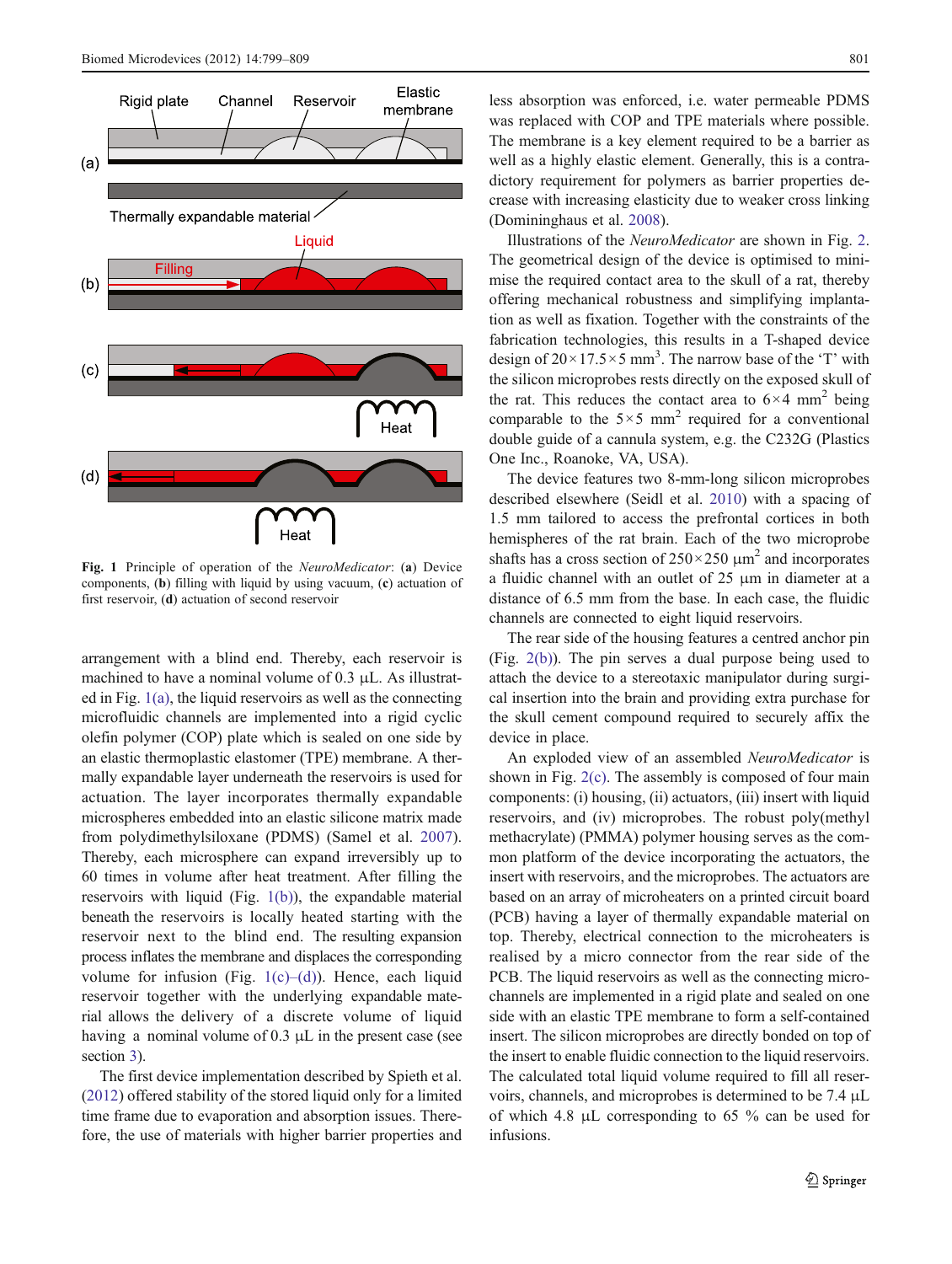Fig. 1 Principle of operation of the *NeuroMedicator*: (**a**) Device components, (**b**) filling with liquid by using vacuum, (**c**) actuation of first reservoir, (**d**) actuation of second reservoir

arrangement with a blind end. Thereby, each reservoir is machined to have a nominal volume of 0.3 µL. As illustrated in Fig. 1(a), the liquid reservoirs as well as the connecting microfluidic channels are implemented into a rigid cyclic olefin polymer (COP) plate which is sealed on one side by an elastic thermoplastic elastomer (TPE) membrane. A thermally expandable layer underneath the reservoirs is used for actuation. The layer incorporates thermally expandable microspheres embedded into an elastic silicone matrix made from polydimethylsiloxane (PDMS) (Samel et al. 2007). Thereby, each microsphere can expand irreversibly up to 60 times in volume after heat treatment. After filling the reservoirs with liquid (Fig. 1(b)), the expandable material beneath the reservoirs is locally heated starting with the reservoir next to the blind end. The resulting expansion process inflates the membrane and displaces the corresponding volume for infusion (Fig. 1(c)–(d)). Hence, each liquid reservoir together with the underlying expandable material allows the delivery of a discrete volume of liquid having a nominal volume of 0.3 µL in the present case (see section 3).

The first device implementation described by Spieth et al. (2012) offered stability of the stored liquid only for a limited time frame due to evaporation and absorption issues. Therefore, the use of materials with higher barrier properties and less absorption was enforced, i.e. water permeable PDMS was replaced with COP and TPE materials where possible. The membrane is a key element required to be a barrier as well as a highly elastic element. Generally, this is a contradictory requirement for polymers as barrier properties decrease with increasing elasticity due to weaker cross linking (Domininghaus et al. 2008).

Illustrations of the *NeuroMedicator* are shown in Fig. 2. The geometrical design of the device is optimised to minimise the required contact area to the skull of a rat, thereby offering mechanical robustness and simplifying implantation as well as fixation. Together with the constraints of the fabrication technologies, this results in a T-shaped device design of $20\times17.5\times5$ mm$^3$. The narrow base of the 'T' with the silicon microprobes rests directly on the exposed skull of the rat. This reduces the contact area to $6\times4$ mm$^2$ being comparable to the $5\times5$ mm$^2$ required for a conventional double guide of a cannula system, e.g. the C232G (Plastics One Inc., Roanoke, VA, USA).

The device features two 8-mm-long silicon microprobes described elsewhere (Seidl et al. 2010) with a spacing of 1.5 mm tailored to access the prefrontal cortices in both hemispheres of the rat brain. Each of the two microprobe shafts has a cross section of $250\times250$ µm$^2$ and incorporates a fluidic channel with an outlet of 25 µm in diameter at a distance of 6.5 mm from the base. In each case, the fluidic channels are connected to eight liquid reservoirs.

The rear side of the housing features a centred anchor pin (Fig. 2(b)). The pin serves a dual purpose being used to attach the device to a stereotaxic manipulator during surgical insertion into the brain and providing extra purchase for the skull cement compound required to securely affix the device in place.

An exploded view of an assembled *NeuroMedicator* is shown in Fig. 2(c). The assembly is composed of four main components: (i) housing, (ii) actuators, (iii) insert with liquid reservoirs, and (iv) microprobes. The robust poly(methyl methacrylate) (PMMA) polymer housing serves as the common platform of the device incorporating the actuators, the insert with reservoirs, and the microprobes. The actuators are based on an array of microheaters on a printed circuit board (PCB) having a layer of thermally expandable material on top. Thereby, electrical connection to the microheaters is realised by a micro connector from the rear side of the PCB. The liquid reservoirs as well as the connecting microchannels are implemented in a rigid plate and sealed on one side with an elastic TPE membrane to form a self-contained insert. The silicon microprobes are directly bonded on top of the insert to enable fluidic connection to the liquid reservoirs. The calculated total liquid volume required to fill all reservoirs, channels, and microprobes is determined to be 7.4 µL of which 4.8 µL corresponding to 65 % can be used for infusions.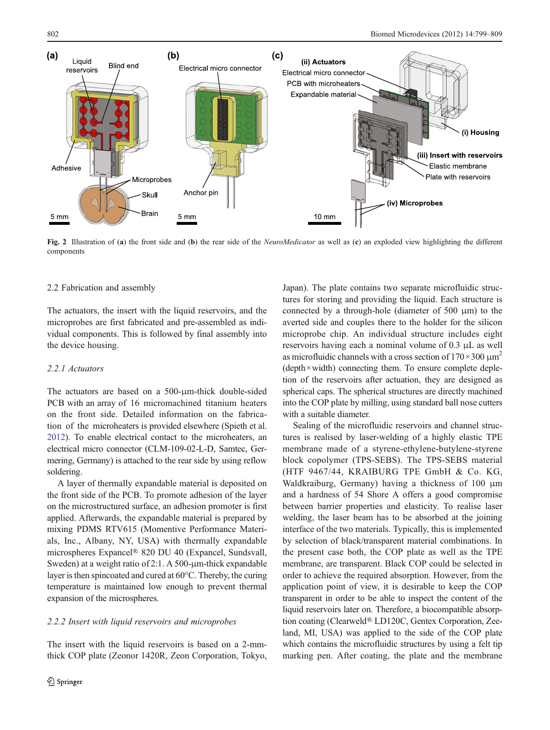Fig. 2 Illustration of (a) the front side and (b) the rear side of the *NeuroMedicator* as well as (c) an exploded view highlighting the different components

### 2.2 Fabrication and assembly

The actuators, the insert with the liquid reservoirs, and the microprobes are first fabricated and pre-assembled as individual components. This is followed by final assembly into the device housing.

#### *2.2.1 Actuators*

The actuators are based on a 500-µm-thick double-sided PCB with an array of 16 micromachined titanium heaters on the front side. Detailed information on the fabrication of the microheaters is provided elsewhere (Spieth et al. 2012). To enable electrical contact to the microheaters, an electrical micro connector (CLM-109-02-L-D, Samtec, Germering, Germany) is attached to the rear side by using reflow soldering.

A layer of thermally expandable material is deposited on the front side of the PCB. To promote adhesion of the layer on the microstructured surface, an adhesion promoter is first applied. Afterwards, the expandable material is prepared by mixing PDMS RTV615 (Momentive Performance Materials, Inc., Albany, NY, USA) with thermally expandable microspheres Expancel® 820 DU 40 (Expancel, Sundsvall, Sweden) at a weight ratio of 2:1. A 500-µm-thick expandable layer is then spincoated and cured at 60°C. Thereby, the curing temperature is maintained low enough to prevent thermal expansion of the microspheres.

#### *2.2.2 Insert with liquid reservoirs and microprobes*

The insert with the liquid reservoirs is based on a 2-mm-thick COP plate (Zeonor 1420R, Zeon Corporation, Tokyo, Japan). The plate contains two separate microfluidic structures for storing and providing the liquid. Each structure is connected by a through-hole (diameter of 500 µm) to the averted side and couples there to the holder for the silicon microprobe chip. An individual structure includes eight reservoirs having each a nominal volume of 0.3 µL as well as microfluidic channels with a cross section of $170 \times 300\ \mu m^2$ (depth × width) connecting them. To ensure complete depletion of the reservoirs after actuation, they are designed as spherical caps. The spherical structures are directly machined into the COP plate by milling, using standard ball nose cutters with a suitable diameter.

Sealing of the microfluidic reservoirs and channel structures is realised by laser-welding of a highly elastic TPE membrane made of a styrene-ethylene-butylene-styrene block copolymer (TPS-SEBS). The TPS-SEBS material (HTF 9467/44, KRAIBURG TPE GmbH & Co. KG, Waldkraiburg, Germany) having a thickness of 100 µm and a hardness of 54 Shore A offers a good compromise between barrier properties and elasticity. To realise laser welding, the laser beam has to be absorbed at the joining interface of the two materials. Typically, this is implemented by selection of black/transparent material combinations. In the present case both, the COP plate as well as the TPE membrane, are transparent. Black COP could be selected in order to achieve the required absorption. However, from the application point of view, it is desirable to keep the COP transparent in order to be able to inspect the content of the liquid reservoirs later on. Therefore, a biocompatible absorption coating (Clearweld® LD120C, Gentex Corporation, Zeeland, MI, USA) was applied to the side of the COP plate which contains the microfluidic structures by using a felt tip marking pen. After coating, the plate and the membrane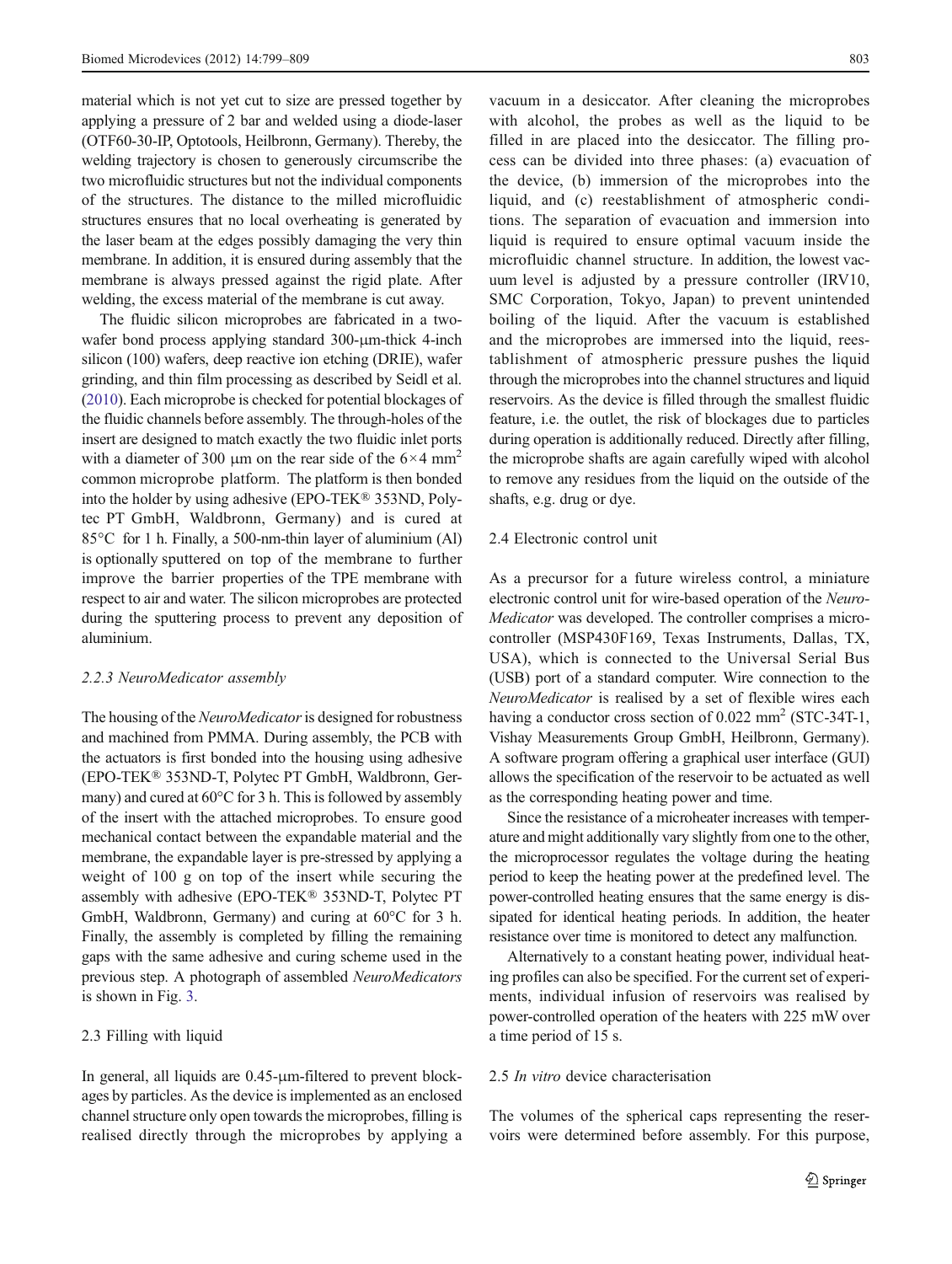material which is not yet cut to size are pressed together by applying a pressure of 2 bar and welded using a diode-laser (OTF60-30-IP, Optotools, Heilbronn, Germany). Thereby, the welding trajectory is chosen to generously circumscribe the two microfluidic structures but not the individual components of the structures. The distance to the milled microfluidic structures ensures that no local overheating is generated by the laser beam at the edges possibly damaging the very thin membrane. In addition, it is ensured during assembly that the membrane is always pressed against the rigid plate. After welding, the excess material of the membrane is cut away.

The fluidic silicon microprobes are fabricated in a two-wafer bond process applying standard 300-μm-thick 4-inch silicon (100) wafers, deep reactive ion etching (DRIE), wafer grinding, and thin film processing as described by Seidl et al. (2010). Each microprobe is checked for potential blockages of the fluidic channels before assembly. The through-holes of the insert are designed to match exactly the two fluidic inlet ports with a diameter of 300 μm on the rear side of the $6 \times 4$ mm$^2$ common microprobe platform. The platform is then bonded into the holder by using adhesive (EPO-TEK® 353ND, Polytec PT GmbH, Waldbronn, Germany) and is cured at 85°C for 1 h. Finally, a 500-nm-thin layer of aluminium (Al) is optionally sputtered on top of the membrane to further improve the barrier properties of the TPE membrane with respect to air and water. The silicon microprobes are protected during the sputtering process to prevent any deposition of aluminium.

#### 2.2.3 *NeuroMedicator* assembly

The housing of the *NeuroMedicator* is designed for robustness and machined from PMMA. During assembly, the PCB with the actuators is first bonded into the housing using adhesive (EPO-TEK® 353ND-T, Polytec PT GmbH, Waldbronn, Germany) and cured at 60°C for 3 h. This is followed by assembly of the insert with the attached microprobes. To ensure good mechanical contact between the expandable material and the membrane, the expandable layer is pre-stressed by applying a weight of 100 g on top of the insert while securing the assembly with adhesive (EPO-TEK® 353ND-T, Polytec PT GmbH, Waldbronn, Germany) and curing at 60°C for 3 h. Finally, the assembly is completed by filling the remaining gaps with the same adhesive and curing scheme used in the previous step. A photograph of assembled *NeuroMedicators* is shown in Fig. 3.

### 2.3 Filling with liquid

In general, all liquids are 0.45-μm-filtered to prevent blockages by particles. As the device is implemented as an enclosed channel structure only open towards the microprobes, filling is realised directly through the microprobes by applying a vacuum in a desiccator. After cleaning the microprobes with alcohol, the probes as well as the liquid to be filled in are placed into the desiccator. The filling process can be divided into three phases: (a) evacuation of the device, (b) immersion of the microprobes into the liquid, and (c) reestablishment of atmospheric conditions. The separation of evacuation and immersion into liquid is required to ensure optimal vacuum inside the microfluidic channel structure. In addition, the lowest vacuum level is adjusted by a pressure controller (IRV10, SMC Corporation, Tokyo, Japan) to prevent unintended boiling of the liquid. After the vacuum is established and the microprobes are immersed into the liquid, reestablishment of atmospheric pressure pushes the liquid through the microprobes into the channel structures and liquid reservoirs. As the device is filled through the smallest fluidic feature, i.e. the outlet, the risk of blockages due to particles during operation is additionally reduced. Directly after filling, the microprobe shafts are again carefully wiped with alcohol to remove any residues from the liquid on the outside of the shafts, e.g. drug or dye.

### 2.4 Electronic control unit

As a precursor for a future wireless control, a miniature electronic control unit for wire-based operation of the *NeuroMedicator* was developed. The controller comprises a microcontroller (MSP430F169, Texas Instruments, Dallas, TX, USA), which is connected to the Universal Serial Bus (USB) port of a standard computer. Wire connection to the *NeuroMedicator* is realised by a set of flexible wires each having a conductor cross section of 0.022 mm$^2$ (STC-34T-1, Vishay Measurements Group GmbH, Heilbronn, Germany). A software program offering a graphical user interface (GUI) allows the specification of the reservoir to be actuated as well as the corresponding heating power and time.

Since the resistance of a microheater increases with temperature and might additionally vary slightly from one to the other, the microprocessor regulates the voltage during the heating period to keep the heating power at the predefined level. The power-controlled heating ensures that the same energy is dissipated for identical heating periods. In addition, the heater resistance over time is monitored to detect any malfunction.

Alternatively to a constant heating power, individual heating profiles can also be specified. For the current set of experiments, individual infusion of reservoirs was realised by power-controlled operation of the heaters with 225 mW over a time period of 15 s.

### 2.5 *In vitro* device characterisation

The volumes of the spherical caps representing the reservoirs were determined before assembly. For this purpose,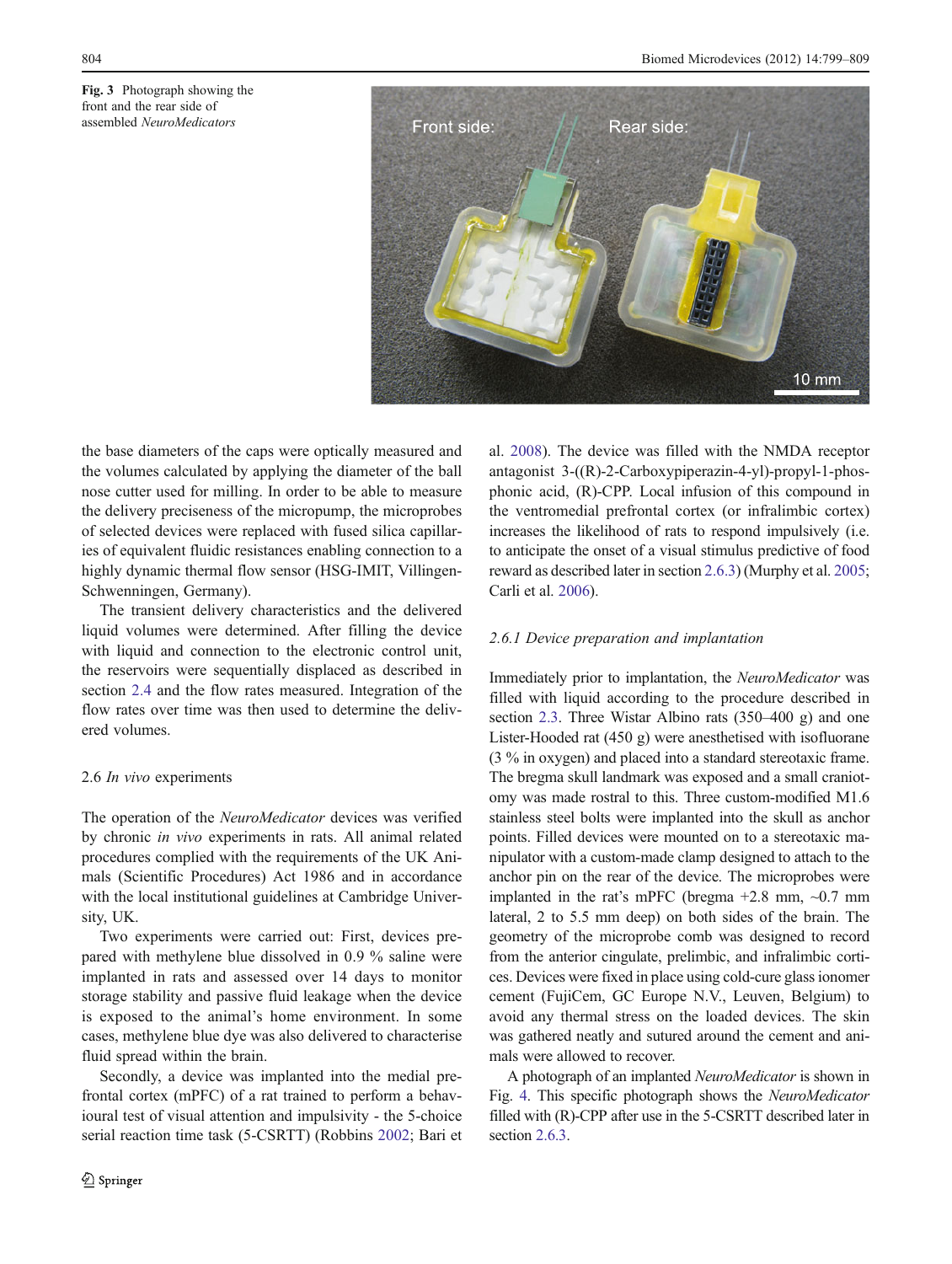Fig. 3 Photograph showing the front and the rear side of assembled *NeuroMedicators*

the base diameters of the caps were optically measured and the volumes calculated by applying the diameter of the ball nose cutter used for milling. In order to be able to measure the delivery preciseness of the micropump, the microprobes of selected devices were replaced with fused silica capillaries of equivalent fluidic resistances enabling connection to a highly dynamic thermal flow sensor (HSG-IMIT, Villingen-Schwenningen, Germany).

The transient delivery characteristics and the delivered liquid volumes were determined. After filling the device with liquid and connection to the electronic control unit, the reservoirs were sequentially displaced as described in section 2.4 and the flow rates measured. Integration of the flow rates over time was then used to determine the delivered volumes.

### 2.6 *In vivo* experiments

The operation of the *NeuroMedicator* devices was verified by chronic *in vivo* experiments in rats. All animal related procedures complied with the requirements of the UK Animals (Scientific Procedures) Act 1986 and in accordance with the local institutional guidelines at Cambridge University, UK.

Two experiments were carried out: First, devices prepared with methylene blue dissolved in 0.9 % saline were implanted in rats and assessed over 14 days to monitor storage stability and passive fluid leakage when the device is exposed to the animal's home environment. In some cases, methylene blue dye was also delivered to characterise fluid spread within the brain.

Secondly, a device was implanted into the medial prefrontal cortex (mPFC) of a rat trained to perform a behavioural test of visual attention and impulsivity - the 5-choice serial reaction time task (5-CSRTT) (Robbins 2002; Bari et al. 2008). The device was filled with the NMDA receptor antagonist 3-((R)-2-Carboxypiperazin-4-yl)-propyl-1-phosphonic acid, (R)-CPP. Local infusion of this compound in the ventromedial prefrontal cortex (or infralimbic cortex) increases the likelihood of rats to respond impulsively (i.e. to anticipate the onset of a visual stimulus predictive of food reward as described later in section 2.6.3) (Murphy et al. 2005; Carli et al. 2006).

#### 2.6.1 Device preparation and implantation

Immediately prior to implantation, the *NeuroMedicator* was filled with liquid according to the procedure described in section 2.3. Three Wistar Albino rats (350–400 g) and one Lister-Hooded rat (450 g) were anesthetised with isofluorane (3 % in oxygen) and placed into a standard stereotaxic frame. The bregma skull landmark was exposed and a small craniotomy was made rostral to this. Three custom-modified M1.6 stainless steel bolts were implanted into the skull as anchor points. Filled devices were mounted on to a stereotaxic manipulator with a custom-made clamp designed to attach to the anchor pin on the rear of the device. The microprobes were implanted in the rat's mPFC (bregma +2.8 mm, ~0.7 mm lateral, 2 to 5.5 mm deep) on both sides of the brain. The geometry of the microprobe comb was designed to record from the anterior cingulate, prelimbic, and infralimbic cortices. Devices were fixed in place using cold-cure glass ionomer cement (FujiCem, GC Europe N.V., Leuven, Belgium) to avoid any thermal stress on the loaded devices. The skin was gathered neatly and sutured around the cement and animals were allowed to recover.

A photograph of an implanted *NeuroMedicator* is shown in Fig. 4. This specific photograph shows the *NeuroMedicator* filled with (R)-CPP after use in the 5-CSRTT described later in section 2.6.3.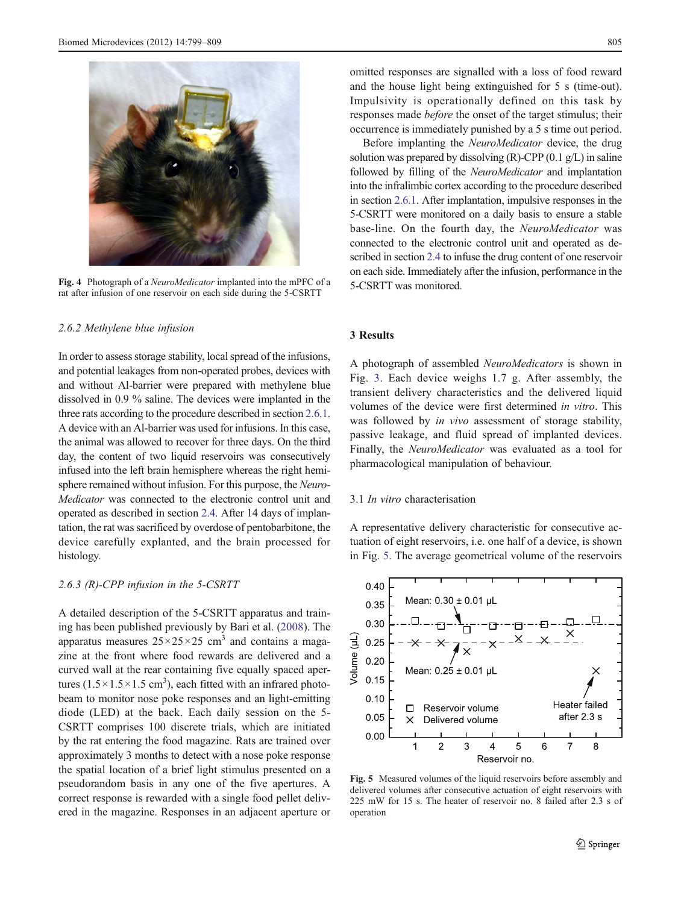Fig. 4 Photograph of a *NeuroMedicator* implanted into the mPFC of a rat after infusion of one reservoir on each side during the 5-CSRTT

### 2.6.2 Methylene blue infusion

In order to assess storage stability, local spread of the infusions, and potential leakages from non-operated probes, devices with and without Al-barrier were prepared with methylene blue dissolved in 0.9 % saline. The devices were implanted in the three rats according to the procedure described in section 2.6.1. A device with an Al-barrier was used for infusions. In this case, the animal was allowed to recover for three days. On the third day, the content of two liquid reservoirs was consecutively infused into the left brain hemisphere whereas the right hemisphere remained without infusion. For this purpose, the *NeuroMedicator* was connected to the electronic control unit and operated as described in section 2.4. After 14 days of implantation, the rat was sacrificed by overdose of pentobarbitone, the device carefully explanted, and the brain processed for histology.

### 2.6.3 (R)-CPP infusion in the 5-CSRTT

A detailed description of the 5-CSRTT apparatus and training has been published previously by Bari et al. (2008). The apparatus measures $25\times25\times25$ cm$^3$ and contains a magazine at the front where food rewards are delivered and a curved wall at the rear containing five equally spaced apertures ($1.5\times1.5\times1.5$ cm$^3$), each fitted with an infrared photobeam to monitor nose poke responses and an light-emitting diode (LED) at the back. Each daily session on the 5-CSRTT comprises 100 discrete trials, which are initiated by the rat entering the food magazine. Rats are trained over approximately 3 months to detect with a nose poke response the spatial location of a brief light stimulus presented on a pseudorandom basis in any one of the five apertures. A correct response is rewarded with a single food pellet delivered in the magazine. Responses in an adjacent aperture or omitted responses are signalled with a loss of food reward and the house light being extinguished for 5 s (time-out). Impulsivity is operationally defined on this task by responses made *before* the onset of the target stimulus; their occurrence is immediately punished by a 5 s time out period.

Before implanting the *NeuroMedicator* device, the drug solution was prepared by dissolving (R)-CPP (0.1 g/L) in saline followed by filling of the *NeuroMedicator* and implantation into the infralimbic cortex according to the procedure described in section 2.6.1. After implantation, impulsive responses in the 5-CSRTT were monitored on a daily basis to ensure a stable base-line. On the fourth day, the *NeuroMedicator* was connected to the electronic control unit and operated as described in section 2.4 to infuse the drug content of one reservoir on each side. Immediately after the infusion, performance in the 5-CSRTT was monitored.

## 3 Results

A photograph of assembled *NeuroMedicators* is shown in Fig. 3. Each device weighs 1.7 g. After assembly, the transient delivery characteristics and the delivered liquid volumes of the device were first determined *in vitro*. This was followed by *in vivo* assessment of storage stability, passive leakage, and fluid spread of implanted devices. Finally, the *NeuroMedicator* was evaluated as a tool for pharmacological manipulation of behaviour.

### 3.1 *In vitro* characterisation

A representative delivery characteristic for consecutive actuation of eight reservoirs, i.e. one half of a device, is shown in Fig. 5. The average geometrical volume of the reservoirs

Fig. 5 Measured volumes of the liquid reservoirs before assembly and delivered volumes after consecutive actuation of eight reservoirs with 225 mW for 15 s. The heater of reservoir no. 8 failed after 2.3 s of operation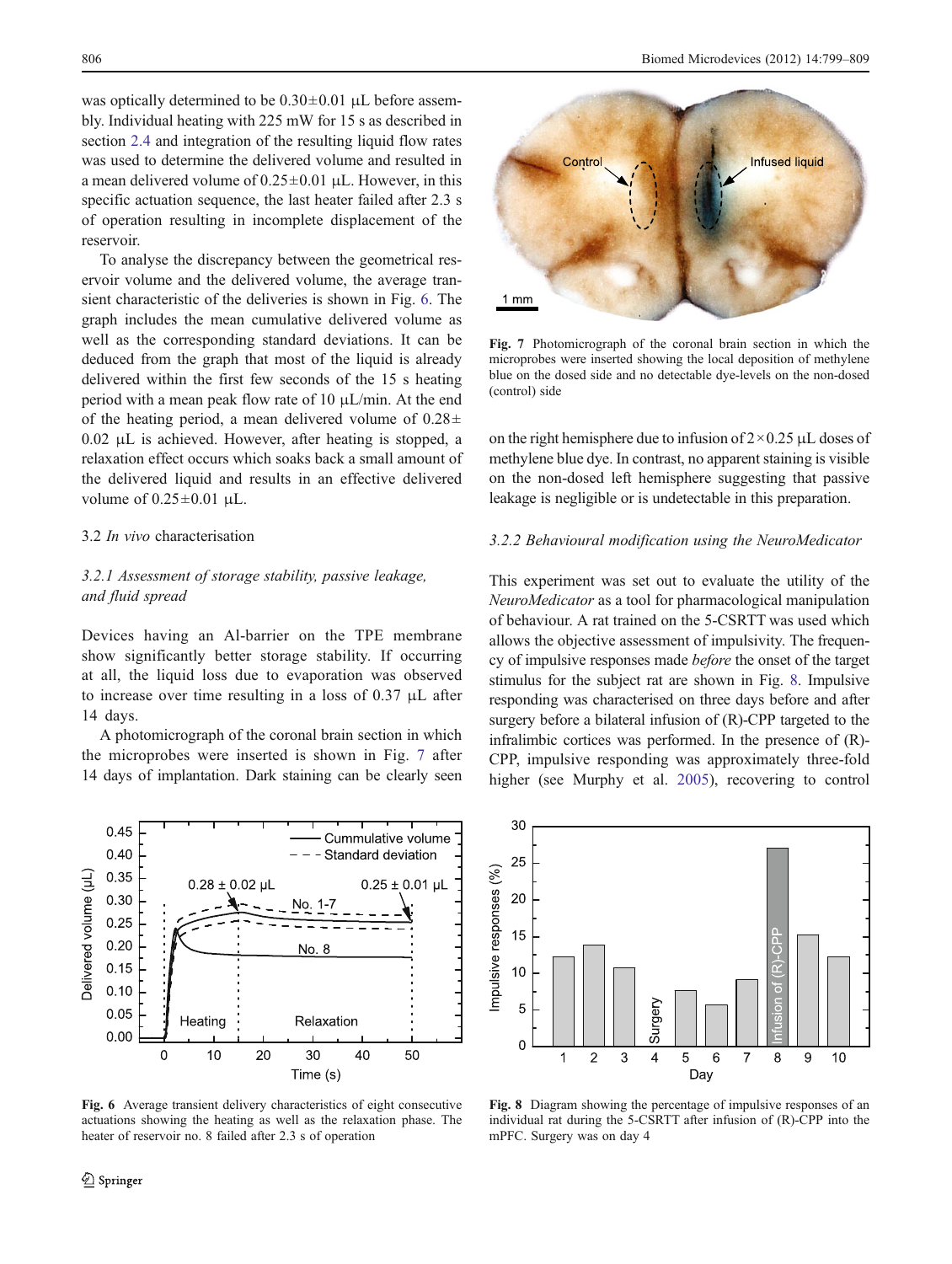was optically determined to be 0.30±0.01 μL before assembly. Individual heating with 225 mW for 15 s as described in section 2.4 and integration of the resulting liquid flow rates was used to determine the delivered volume and resulted in a mean delivered volume of 0.25±0.01 μL. However, in this specific actuation sequence, the last heater failed after 2.3 s of operation resulting in incomplete displacement of the reservoir.

To analyse the discrepancy between the geometrical reservoir volume and the delivered volume, the average transient characteristic of the deliveries is shown in Fig. 6. The graph includes the mean cumulative delivered volume as well as the corresponding standard deviations. It can be deduced from the graph that most of the liquid is already delivered within the first few seconds of the 15 s heating period with a mean peak flow rate of 10 μL/min. At the end of the heating period, a mean delivered volume of 0.28±0.02 μL is achieved. However, after heating is stopped, a relaxation effect occurs which soaks back a small amount of the delivered liquid and results in an effective delivered volume of 0.25±0.01 μL.

### 3.2 *In vivo* characterisation

#### 3.2.1 *Assessment of storage stability, passive leakage, and fluid spread*

Devices having an Al-barrier on the TPE membrane show significantly better storage stability. If occurring at all, the liquid loss due to evaporation was observed to increase over time resulting in a loss of 0.37 μL after 14 days.

A photomicrograph of the coronal brain section in which the microprobes were inserted is shown in Fig. 7 after 14 days of implantation. Dark staining can be clearly seen on the right hemisphere due to infusion of 2×0.25 μL doses of methylene blue dye. In contrast, no apparent staining is visible on the non-dosed left hemisphere suggesting that passive leakage is negligible or is undetectable in this preparation.

Fig. 7 Photomicrograph of the coronal brain section in which the microprobes were inserted showing the local deposition of methylene blue on the dosed side and no detectable dye-levels on the non-dosed (control) side

#### 3.2.2 *Behavioural modification using the NeuroMedicator*

This experiment was set out to evaluate the utility of the *NeuroMedicator* as a tool for pharmacological manipulation of behaviour. A rat trained on the 5-CSRTT was used which allows the objective assessment of impulsivity. The frequency of impulsive responses made *before* the onset of the target stimulus for the subject rat are shown in Fig. 8. Impulsive responding was characterised on three days before and after surgery before a bilateral infusion of (R)-CPP targeted to the infralimbic cortices was performed. In the presence of (R)-CPP, impulsive responding was approximately three-fold higher (see Murphy et al. 2005), recovering to control

Fig. 6 Average transient delivery characteristics of eight consecutive actuations showing the heating as well as the relaxation phase. The heater of reservoir no. 8 failed after 2.3 s of operation

Fig. 8 Diagram showing the percentage of impulsive responses of an individual rat during the 5-CSRTT after infusion of (R)-CPP into the mPFC. Surgery was on day 4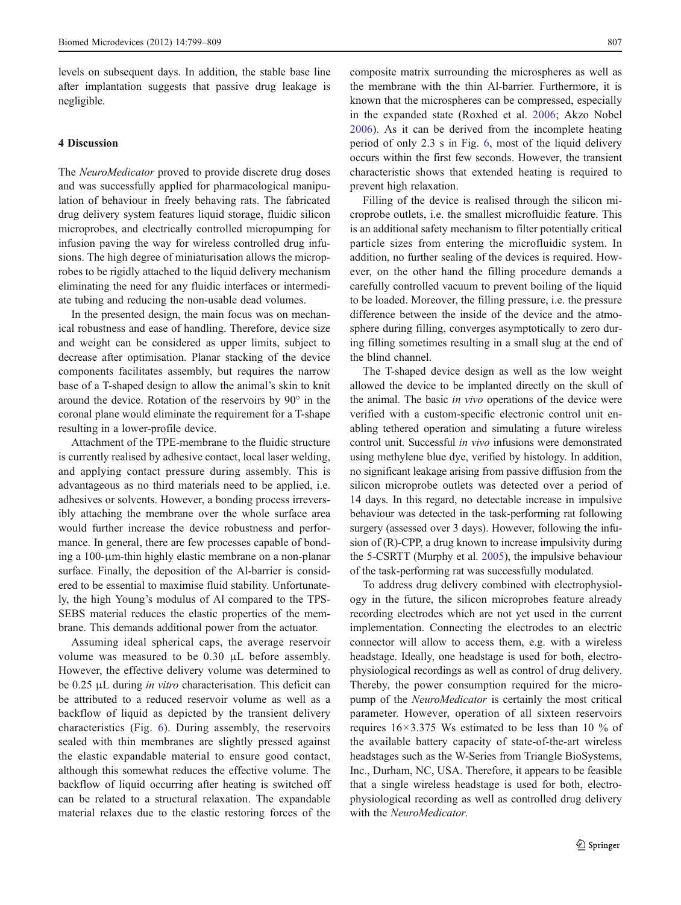levels on subsequent days. In addition, the stable base line after implantation suggests that passive drug leakage is negligible.

## 4 Discussion

The *NeuroMedicator* proved to provide discrete drug doses and was successfully applied for pharmacological manipulation of behaviour in freely behaving rats. The fabricated drug delivery system features liquid storage, fluidic silicon microprobes, and electrically controlled micropumping for infusion paving the way for wireless controlled drug infusions. The high degree of miniaturisation allows the microprobes to be rigidly attached to the liquid delivery mechanism eliminating the need for any fluidic interfaces or intermediate tubing and reducing the non-usable dead volumes.

In the presented design, the main focus was on mechanical robustness and ease of handling. Therefore, device size and weight can be considered as upper limits, subject to decrease after optimisation. Planar stacking of the device components facilitates assembly, but requires the narrow base of a T-shaped design to allow the animal's skin to knit around the device. Rotation of the reservoirs by 90° in the coronal plane would eliminate the requirement for a T-shape resulting in a lower-profile device.

Attachment of the TPE-membrane to the fluidic structure is currently realised by adhesive contact, local laser welding, and applying contact pressure during assembly. This is advantageous as no third materials need to be applied, i.e. adhesives or solvents. However, a bonding process irreversibly attaching the membrane over the whole surface area would further increase the device robustness and performance. In general, there are few processes capable of bonding a 100-μm-thin highly elastic membrane on a non-planar surface. Finally, the deposition of the Al-barrier is considered to be essential to maximise fluid stability. Unfortunately, the high Young's modulus of Al compared to the TPS-SEBS material reduces the elastic properties of the membrane. This demands additional power from the actuator.

Assuming ideal spherical caps, the average reservoir volume was measured to be 0.30 μL before assembly. However, the effective delivery volume was determined to be 0.25 μL during *in vitro* characterisation. This deficit can be attributed to a reduced reservoir volume as well as a backflow of liquid as depicted by the transient delivery characteristics (Fig. 6). During assembly, the reservoirs sealed with thin membranes are slightly pressed against the elastic expandable material to ensure good contact, although this somewhat reduces the effective volume. The backflow of liquid occurring after heating is switched off can be related to a structural relaxation. The expandable material relaxes due to the elastic restoring forces of the composite matrix surrounding the microspheres as well as the membrane with the thin Al-barrier. Furthermore, it is known that the microspheres can be compressed, especially in the expanded state (Roxhed et al. 2006; Akzo Nobel 2006). As it can be derived from the incomplete heating period of only 2.3 s in Fig. 6, most of the liquid delivery occurs within the first few seconds. However, the transient characteristic shows that extended heating is required to prevent high relaxation.

Filling of the device is realised through the silicon microprobe outlets, i.e. the smallest microfluidic feature. This is an additional safety mechanism to filter potentially critical particle sizes from entering the microfluidic system. In addition, no further sealing of the devices is required. However, on the other hand the filling procedure demands a carefully controlled vacuum to prevent boiling of the liquid to be loaded. Moreover, the filling pressure, i.e. the pressure difference between the inside of the device and the atmosphere during filling, converges asymptotically to zero during filling sometimes resulting in a small slug at the end of the blind channel.

The T-shaped device design as well as the low weight allowed the device to be implanted directly on the skull of the animal. The basic *in vivo* operations of the device were verified with a custom-specific electronic control unit enabling tethered operation and simulating a future wireless control unit. Successful *in vivo* infusions were demonstrated using methylene blue dye, verified by histology. In addition, no significant leakage arising from passive diffusion from the silicon microprobe outlets was detected over a period of 14 days. In this regard, no detectable increase in impulsive behaviour was detected in the task-performing rat following surgery (assessed over 3 days). However, following the infusion of (R)-CPP, a drug known to increase impulsivity during the 5-CSRTT (Murphy et al. 2005), the impulsive behaviour of the task-performing rat was successfully modulated.

To address drug delivery combined with electrophysiology in the future, the silicon microprobes feature already recording electrodes which are not yet used in the current implementation. Connecting the electrodes to an electric connector will allow to access them, e.g. with a wireless headstage. Ideally, one headstage is used for both, electrophysiological recordings as well as control of drug delivery. Thereby, the power consumption required for the micropump of the *NeuroMedicator* is certainly the most critical parameter. However, operation of all sixteen reservoirs requires $16 \times 3.375$ Ws estimated to be less than 10 % of the available battery capacity of state-of-the-art wireless headstages such as the W-Series from Triangle BioSystems, Inc., Durham, NC, USA. Therefore, it appears to be feasible that a single wireless headstage is used for both, electrophysiological recording as well as controlled drug delivery with the *NeuroMedicator*.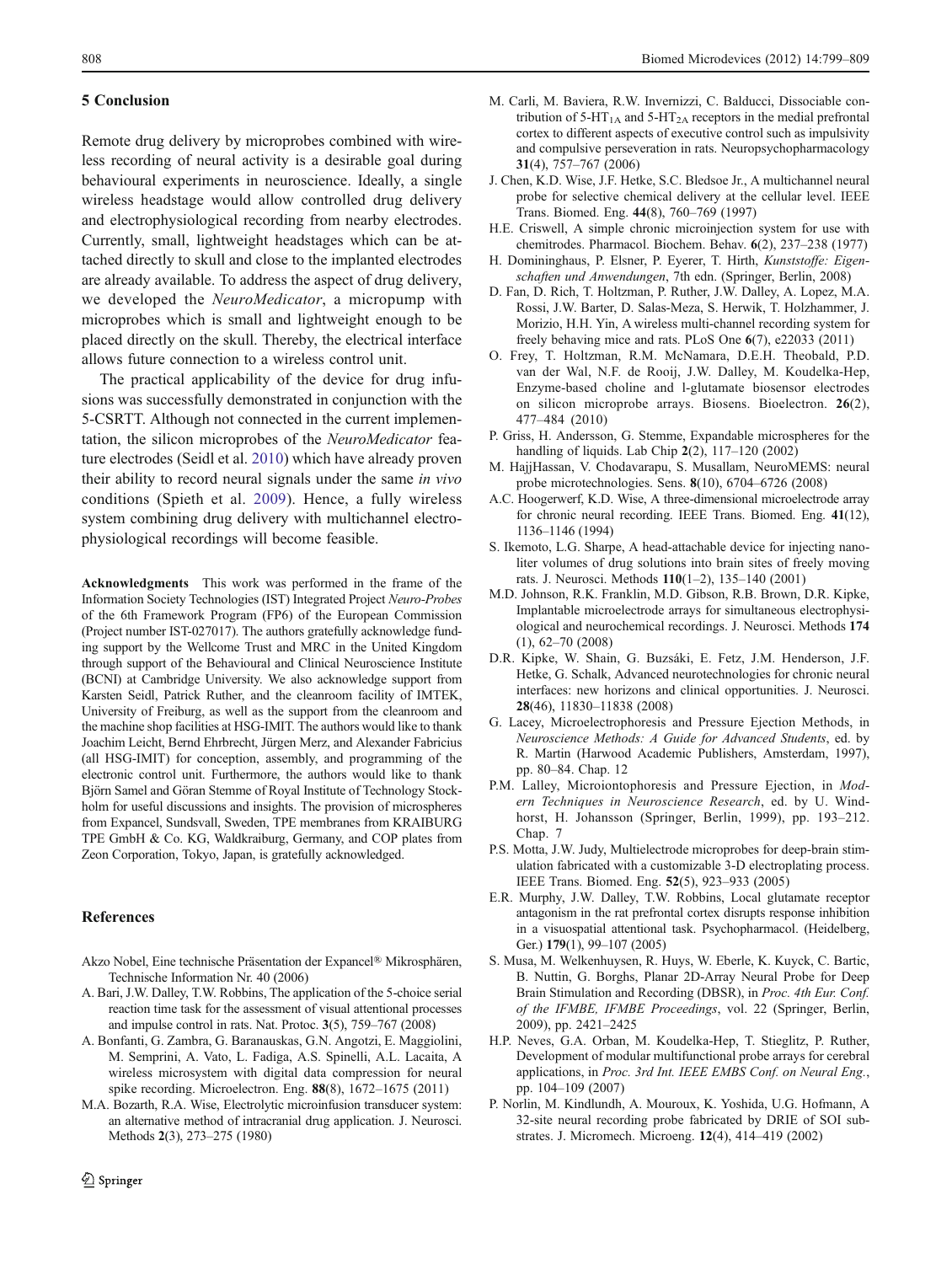## 5 Conclusion

Remote drug delivery by microprobes combined with wireless recording of neural activity is a desirable goal during behavioural experiments in neuroscience. Ideally, a single wireless headstage would allow controlled drug delivery and electrophysiological recording from nearby electrodes. Currently, small, lightweight headstages which can be attached directly to skull and close to the implanted electrodes are already available. To address the aspect of drug delivery, we developed the *NeuroMedicator*, a micropump with microprobes which is small and lightweight enough to be placed directly on the skull. Thereby, the electrical interface allows future connection to a wireless control unit.

The practical applicability of the device for drug infusions was successfully demonstrated in conjunction with the 5-CSRTT. Although not connected in the current implementation, the silicon microprobes of the *NeuroMedicator* feature electrodes (Seidl et al. 2010) which have already proven their ability to record neural signals under the same *in vivo* conditions (Spieth et al. 2009). Hence, a fully wireless system combining drug delivery with multichannel electrophysiological recordings will become feasible.

**Acknowledgments** This work was performed in the frame of the Information Society Technologies (IST) Integrated Project *Neuro-Probes* of the 6th Framework Program (FP6) of the European Commission (Project number IST-027017). The authors gratefully acknowledge funding support by the Wellcome Trust and MRC in the United Kingdom through support of the Behavioural and Clinical Neuroscience Institute (BCNI) at Cambridge University. We also acknowledge support from Karsten Seidl, Patrick Ruther, and the cleanroom facility of IMTEK, University of Freiburg, as well as the support from the cleanroom and the machine shop facilities at HSG-IMIT. The authors would like to thank Joachim Leicht, Bernd Ehrbrecht, Jürgen Merz, and Alexander Fabricius (all HSG-IMIT) for conception, assembly, and programming of the electronic control unit. Furthermore, the authors would like to thank Björn Samel and Göran Stemme of Royal Institute of Technology Stockholm for useful discussions and insights. The provision of microspheres from Expancel, Sundsvall, Sweden, TPE membranes from KRAIBURG TPE GmbH & Co. KG, Waldkraiburg, Germany, and COP plates from Zeon Corporation, Tokyo, Japan, is gratefully acknowledged.

## References

Akzo Nobel, Eine technische Präsentation der Expancel® Mikrosphären, Technische Information Nr. 40 (2006)

A. Bari, J.W. Dalley, T.W. Robbins, The application of the 5-choice serial reaction time task for the assessment of visual attentional processes and impulse control in rats. Nat. Protoc. **3**(5), 759–767 (2008)

A. Bonfanti, G. Zambra, G. Baranauskas, G.N. Angotzi, E. Maggiolini, M. Semprini, A. Vato, L. Fadiga, A.S. Spinelli, A.L. Lacaita, A wireless microsystem with digital data compression for neural spike recording. Microelectron. Eng. **88**(8), 1672–1675 (2011)

M.A. Bozarth, R.A. Wise, Electrolytic microinfusion transducer system: an alternative method of intracranial drug application. J. Neurosci. Methods **2**(3), 273–275 (1980)

M. Carli, M. Baviera, R.W. Invernizzi, C. Balducci, Dissociable contribution of 5-HT$_{1A}$ and 5-HT$_{2A}$ receptors in the medial prefrontal cortex to different aspects of executive control such as impulsivity and compulsive perseveration in rats. Neuropsychopharmacology **31**(4), 757–767 (2006)

J. Chen, K.D. Wise, J.F. Hetke, S.C. Bledsoe Jr., A multichannel neural probe for selective chemical delivery at the cellular level. IEEE Trans. Biomed. Eng. **44**(8), 760–769 (1997)

H.E. Criswell, A simple chronic microinjection system for use with chemitrodes. Pharmacol. Biochem. Behav. **6**(2), 237–238 (1977)

H. Domininghaus, P. Elsner, P. Eyerer, T. Hirth, *Kunststoffe: Eigenschaften und Anwendungen*, 7th edn. (Springer, Berlin, 2008)

D. Fan, D. Rich, T. Holtzman, P. Ruther, J.W. Dalley, A. Lopez, M.A. Rossi, J.W. Barter, D. Salas-Meza, S. Herwik, T. Holzhammer, J. Morizio, H.H. Yin, A wireless multi-channel recording system for freely behaving mice and rats. PLoS One **6**(7), e22033 (2011)

O. Frey, T. Holtzman, R.M. McNamara, D.E.H. Theobald, P.D. van der Wal, N.F. de Rooij, J.W. Dalley, M. Koudelka-Hep, Enzyme-based choline and l-glutamate biosensor electrodes on silicon microprobe arrays. Biosens. Bioelectron. **26**(2), 477–484 (2010)

P. Griss, H. Andersson, G. Stemme, Expandable microspheres for the handling of liquids. Lab Chip **2**(2), 117–120 (2002)

M. HajjHassan, V. Chodavarapu, S. Musallam, NeuroMEMS: neural probe microtechnologies. Sens. **8**(10), 6704–6726 (2008)

A.C. Hoogerwerf, K.D. Wise, A three-dimensional microelectrode array for chronic neural recording. IEEE Trans. Biomed. Eng. **41**(12), 1136–1146 (1994)

S. Ikemoto, L.G. Sharpe, A head-attachable device for injecting nanoliter volumes of drug solutions into brain sites of freely moving rats. J. Neurosci. Methods **110**(1–2), 135–140 (2001)

M.D. Johnson, R.K. Franklin, M.D. Gibson, R.B. Brown, D.R. Kipke, Implantable microelectrode arrays for simultaneous electrophysiological and neurochemical recordings. J. Neurosci. Methods **174** (1), 62–70 (2008)

D.R. Kipke, W. Shain, G. Buzsáki, E. Fetz, J.M. Henderson, J.F. Hetke, G. Schalk, Advanced neurotechnologies for chronic neural interfaces: new horizons and clinical opportunities. J. Neurosci. **28**(46), 11830–11838 (2008)

G. Lacey, Microelectrophoresis and Pressure Ejection Methods, in *Neuroscience Methods: A Guide for Advanced Students*, ed. by R. Martin (Harwood Academic Publishers, Amsterdam, 1997), pp. 80–84. Chap. 12

P.M. Lalley, Microiontophoresis and Pressure Ejection, in *Modern Techniques in Neuroscience Research*, ed. by U. Windhorst, H. Johansson (Springer, Berlin, 1999), pp. 193–212. Chap. 7

P.S. Motta, J.W. Judy, Multielectrode microprobes for deep-brain stimulation fabricated with a customizable 3-D electroplating process. IEEE Trans. Biomed. Eng. **52**(5), 923–933 (2005)

E.R. Murphy, J.W. Dalley, T.W. Robbins, Local glutamate receptor antagonism in the rat prefrontal cortex disrupts response inhibition in a visuospatial attentional task. Psychopharmacol. (Heidelberg, Ger.) **179**(1), 99–107 (2005)

S. Musa, M. Welkenhuysen, R. Huys, W. Eberle, K. Kuyck, C. Bartic, B. Nuttin, G. Borghs, Planar 2D-Array Neural Probe for Deep Brain Stimulation and Recording (DBSR), in *Proc. 4th Eur. Conf. of the IFMBE, IFMBE Proceedings*, vol. 22 (Springer, Berlin, 2009), pp. 2421–2425

H.P. Neves, G.A. Orban, M. Koudelka-Hep, T. Stieglitz, P. Ruther, Development of modular multifunctional probe arrays for cerebral applications, in *Proc. 3rd Int. IEEE EMBS Conf. on Neural Eng.*, pp. 104–109 (2007)

P. Norlin, M. Kindlundh, A. Mouroux, K. Yoshida, U.G. Hofmann, A 32-site neural recording probe fabricated by DRIE of SOI substrates. J. Micromech. Microeng. **12**(4), 414–419 (2002)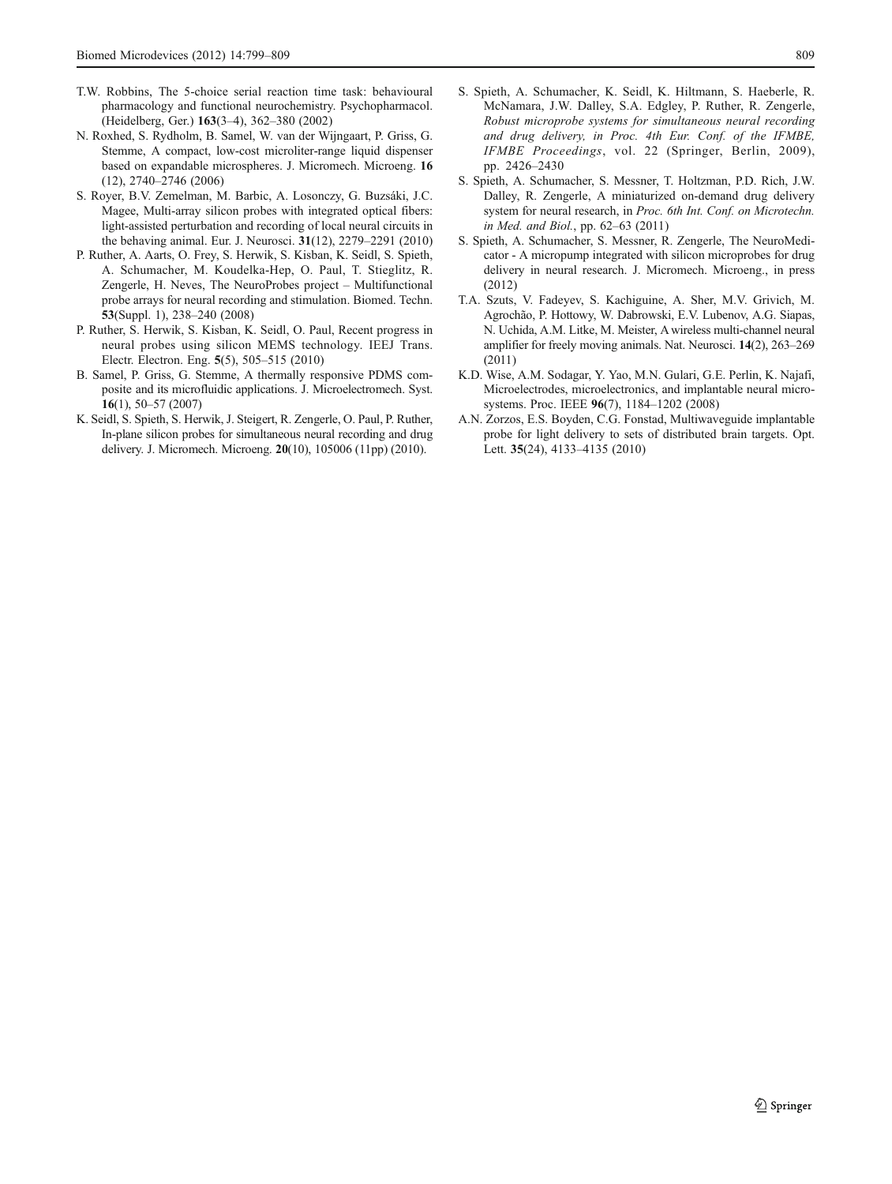T.W. Robbins, The 5-choice serial reaction time task: behavioural pharmacology and functional neurochemistry. Psychopharmacol. (Heidelberg, Ger.) **163**(3–4), 362–380 (2002)

N. Roxhed, S. Rydholm, B. Samel, W. van der Wijngaart, P. Griss, G. Stemme, A compact, low-cost microliter-range liquid dispenser based on expandable microspheres. J. Micromech. Microeng. **16** (12), 2740–2746 (2006)

S. Royer, B.V. Zemelman, M. Barbic, A. Losonczy, G. Buzsáki, J.C. Magee, Multi-array silicon probes with integrated optical fibers: light-assisted perturbation and recording of local neural circuits in the behaving animal. Eur. J. Neurosci. **31**(12), 2279–2291 (2010)

P. Ruther, A. Aarts, O. Frey, S. Herwik, S. Kisban, K. Seidl, S. Spieth, A. Schumacher, M. Koudelka-Hep, O. Paul, T. Stieglitz, R. Zengerle, H. Neves, The NeuroProbes project – Multifunctional probe arrays for neural recording and stimulation. Biomed. Techn. **53**(Suppl. 1), 238–240 (2008)

P. Ruther, S. Herwik, S. Kisban, K. Seidl, O. Paul, Recent progress in neural probes using silicon MEMS technology. IEEJ Trans. Electr. Electron. Eng. **5**(5), 505–515 (2010)

B. Samel, P. Griss, G. Stemme, A thermally responsive PDMS composite and its microfluidic applications. J. Microelectromech. Syst. **16**(1), 50–57 (2007)

K. Seidl, S. Spieth, S. Herwik, J. Steigert, R. Zengerle, O. Paul, P. Ruther, In-plane silicon probes for simultaneous neural recording and drug delivery. J. Micromech. Microeng. **20**(10), 105006 (11pp) (2010).

S. Spieth, A. Schumacher, K. Seidl, K. Hiltmann, S. Haeberle, R. McNamara, J.W. Dalley, S.A. Edgley, P. Ruther, R. Zengerle, *Robust microprobe systems for simultaneous neural recording and drug delivery, in Proc. 4th Eur. Conf. of the IFMBE, IFMBE Proceedings*, vol. 22 (Springer, Berlin, 2009), pp. 2426–2430

S. Spieth, A. Schumacher, S. Messner, T. Holtzman, P.D. Rich, J.W. Dalley, R. Zengerle, A miniaturized on-demand drug delivery system for neural research, in *Proc. 6th Int. Conf. on Microtechn. in Med. and Biol.*, pp. 62–63 (2011)

S. Spieth, A. Schumacher, S. Messner, R. Zengerle, The NeuroMedicator - A micropump integrated with silicon microprobes for drug delivery in neural research. J. Micromech. Microeng., in press (2012)

T.A. Szuts, V. Fadeyev, S. Kachiguine, A. Sher, M.V. Grivich, M. Agrochão, P. Hottowy, W. Dabrowski, E.V. Lubenov, A.G. Siapas, N. Uchida, A.M. Litke, M. Meister, A wireless multi-channel neural amplifier for freely moving animals. Nat. Neurosci. **14**(2), 263–269 (2011)

K.D. Wise, A.M. Sodagar, Y. Yao, M.N. Gulari, G.E. Perlin, K. Najafi, Microelectrodes, microelectronics, and implantable neural microsystems. Proc. IEEE **96**(7), 1184–1202 (2008)

A.N. Zorzos, E.S. Boyden, C.G. Fonstad, Multiwaveguide implantable probe for light delivery to sets of distributed brain targets. Opt. Lett. **35**(24), 4133–4135 (2010)